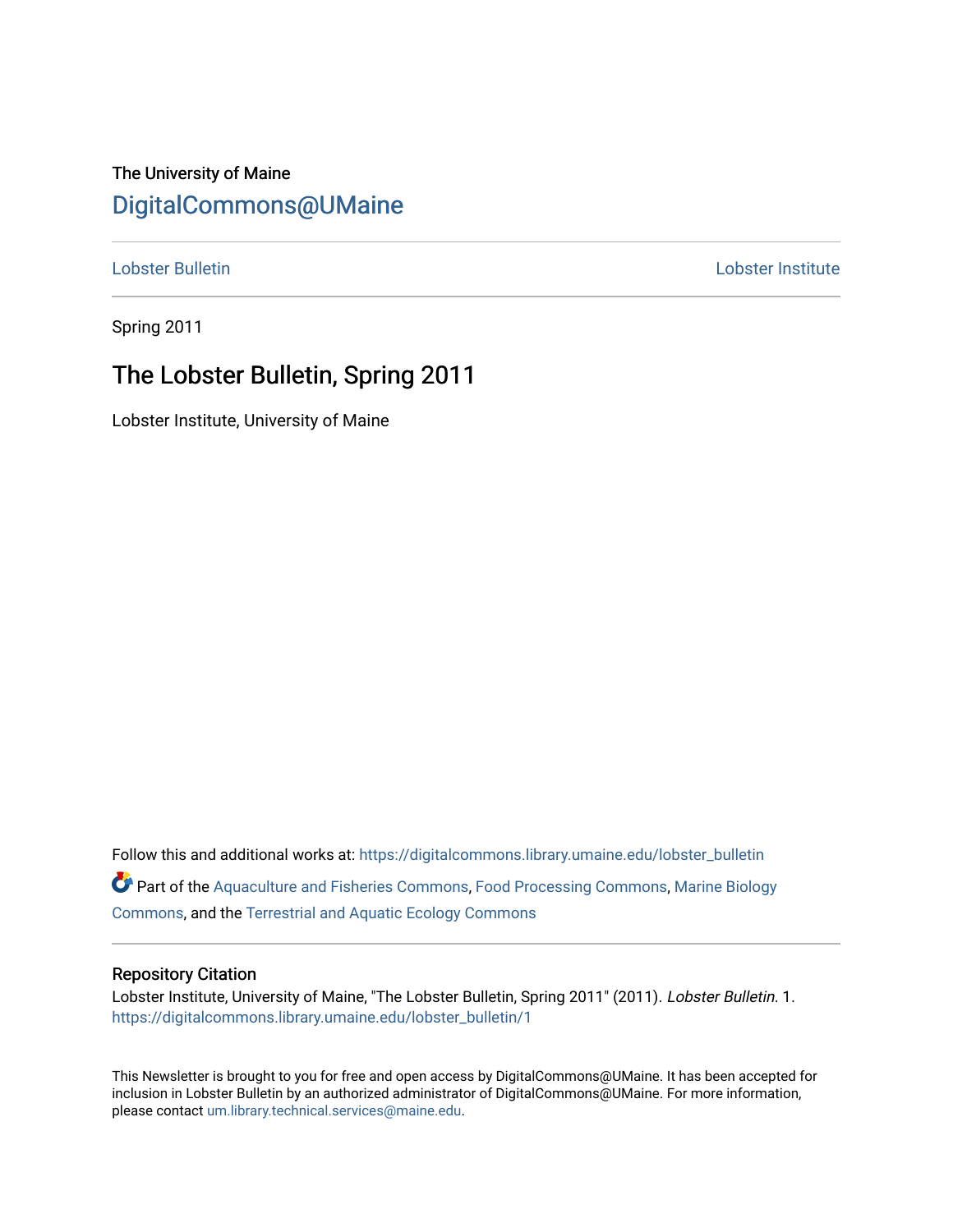The University of Maine

DigitalCommons@UMaine

Lobster Bulletin | Lobster Institute

Spring 2011

# The Lobster Bulletin, Spring 2011

Lobster Institute, University of Maine

Follow this and additional works at: https://digitalcommons.library.umaine.edu/lobster_bulletin

Part of the Aquaculture and Fisheries Commons, Food Processing Commons, Marine Biology Commons, and the Terrestrial and Aquatic Ecology Commons

## Repository Citation

Lobster Institute, University of Maine, "The Lobster Bulletin, Spring 2011" (2011). *Lobster Bulletin*. 1.
https://digitalcommons.library.umaine.edu/lobster_bulletin/1

This Newsletter is brought to you for free and open access by DigitalCommons@UMaine. It has been accepted for inclusion in Lobster Bulletin by an authorized administrator of DigitalCommons@UMaine. For more information, please contact um.library.technical.services@maine.edu.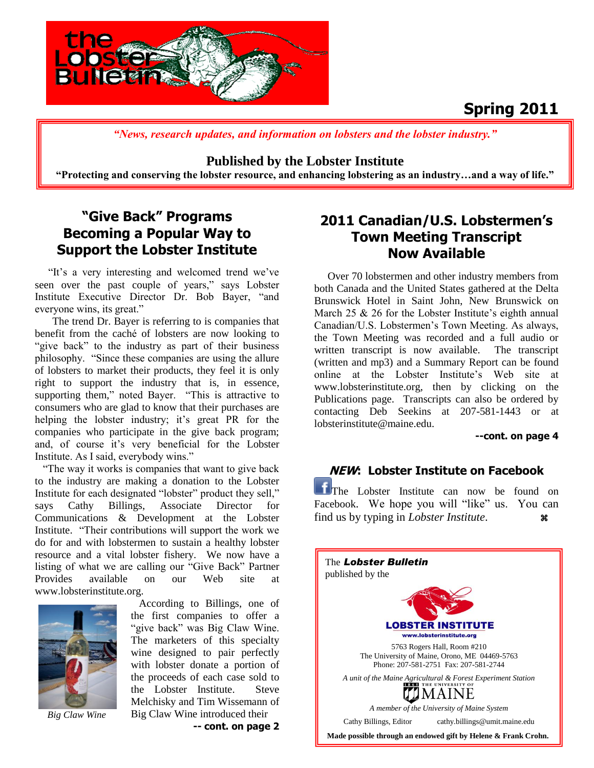# the Lobster Bulletin

**Spring 2011**

*"News, research updates, and information on lobsters and the lobster industry."*

**Published by the Lobster Institute**

**"Protecting and conserving the lobster resource, and enhancing lobstering as an industry…and a way of life."**

## "Give Back" Programs Becoming a Popular Way to Support the Lobster Institute

"It's a very interesting and welcomed trend we've seen over the past couple of years," says Lobster Institute Executive Director Dr. Bob Bayer, "and everyone wins, its great."

The trend Dr. Bayer is referring to is companies that benefit from the caché of lobsters are now looking to "give back" to the industry as part of their business philosophy. "Since these companies are using the allure of lobsters to market their products, they feel it is only right to support the industry that is, in essence, supporting them," noted Bayer. "This is attractive to consumers who are glad to know that their purchases are helping the lobster industry; it's great PR for the companies who participate in the give back program; and, of course it's very beneficial for the Lobster Institute. As I said, everybody wins."

"The way it works is companies that want to give back to the industry are making a donation to the Lobster Institute for each designated "lobster" product they sell," says Cathy Billings, Associate Director for Communications & Development at the Lobster Institute. "Their contributions will support the work we do for and with lobstermen to sustain a healthy lobster resource and a vital lobster fishery. We now have a listing of what we are calling our "Give Back" Partner Provides available on our Web site at www.lobsterinstitute.org.

According to Billings, one of the first companies to offer a "give back" was Big Claw Wine. The marketers of this specialty wine designed to pair perfectly with lobster donate a portion of the proceeds of each case sold to the Lobster Institute. Steve Melchisky and Tim Wissemann of Big Claw Wine introduced their

*Big Claw Wine*

**-- cont. on page 2**

## 2011 Canadian/U.S. Lobstermen's Town Meeting Transcript Now Available

Over 70 lobstermen and other industry members from both Canada and the United States gathered at the Delta Brunswick Hotel in Saint John, New Brunswick on March 25 & 26 for the Lobster Institute's eighth annual Canadian/U.S. Lobstermen's Town Meeting. As always, the Town Meeting was recorded and a full audio or written transcript is now available. The transcript (written and mp3) and a Summary Report can be found online at the Lobster Institute's Web site at www.lobsterinstitute.org, then by clicking on the Publications page. Transcripts can also be ordered by contacting Deb Seekins at 207-581-1443 or at lobsterinstitute@maine.edu.

**--cont. on page 4**

### *NEW*: Lobster Institute on Facebook

The Lobster Institute can now be found on Facebook. We hope you will "like" us. You can find us by typing in *Lobster Institute*. ⌘

The ***Lobster Bulletin*** published by the

**LOBSTER INSTITUTE**
www.lobsterinstitute.org

5763 Rogers Hall, Room #210
The University of Maine, Orono, ME 04469-5763
Phone: 207-581-2751 Fax: 207-581-2744

*A unit of the Maine Agricultural & Forest Experiment Station*

THE UNIVERSITY OF MAINE

*A member of the University of Maine System*

Cathy Billings, Editor cathy.billings@umit.maine.edu

**Made possible through an endowed gift by Helene & Frank Crohn.**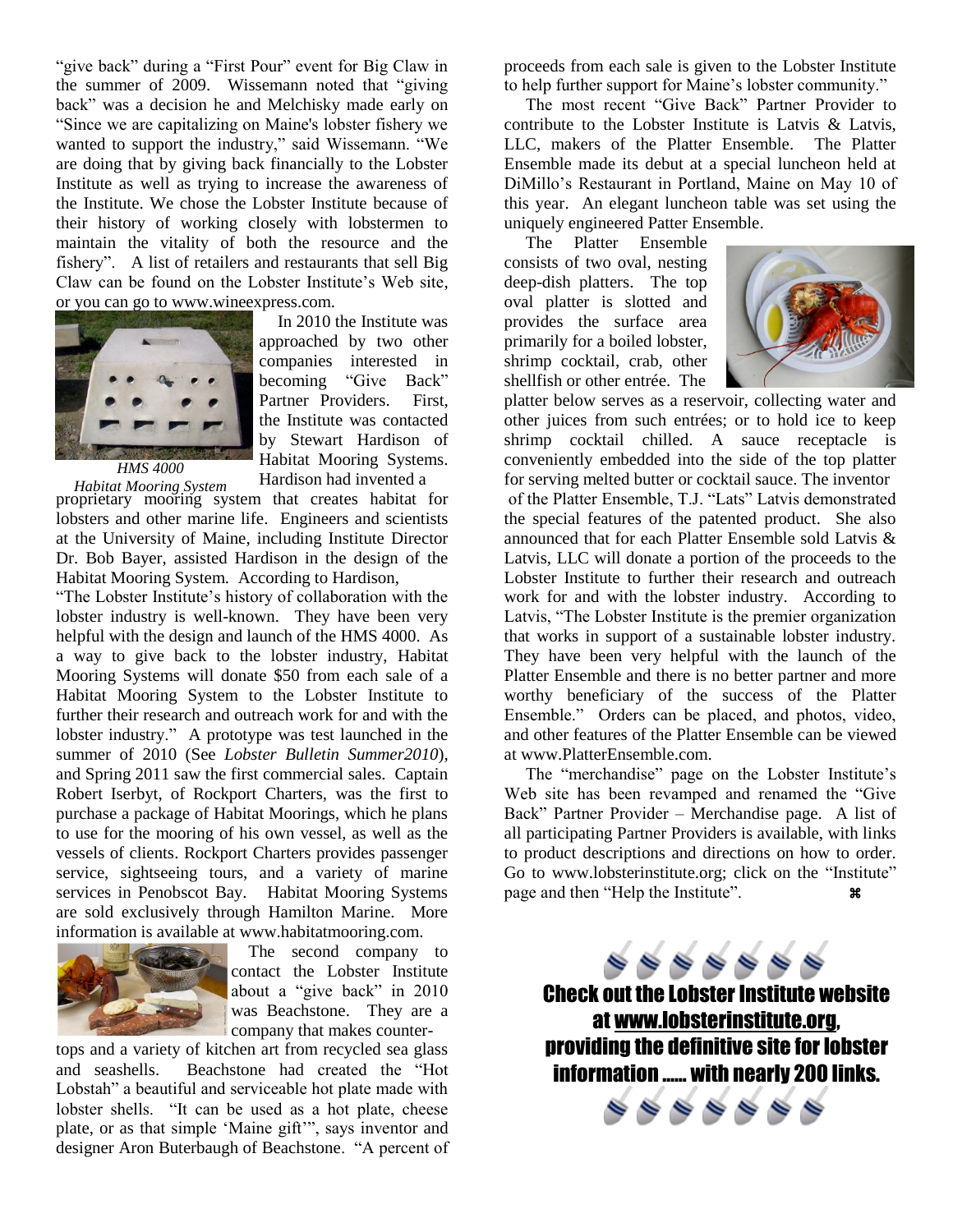"give back" during a "First Pour" event for Big Claw in the summer of 2009. Wissemann noted that "giving back" was a decision he and Melchisky made early on "Since we are capitalizing on Maine's lobster fishery we wanted to support the industry," said Wissemann. "We are doing that by giving back financially to the Lobster Institute as well as trying to increase the awareness of the Institute. We chose the Lobster Institute because of their history of working closely with lobstermen to maintain the vitality of both the resource and the fishery". A list of retailers and restaurants that sell Big Claw can be found on the Lobster Institute's Web site, or you can go to www.wineexpress.com.

*HMS 4000*
*Habitat Mooring System*

In 2010 the Institute was approached by two other companies interested in becoming "Give Back" Partner Providers. First, the Institute was contacted by Stewart Hardison of Habitat Mooring Systems. Hardison had invented a proprietary mooring system that creates habitat for lobsters and other marine life. Engineers and scientists at the University of Maine, including Institute Director Dr. Bob Bayer, assisted Hardison in the design of the Habitat Mooring System. According to Hardison, "The Lobster Institute's history of collaboration with the lobster industry is well-known. They have been very helpful with the design and launch of the HMS 4000. As a way to give back to the lobster industry, Habitat Mooring Systems will donate $50 from each sale of a Habitat Mooring System to the Lobster Institute to further their research and outreach work for and with the lobster industry." A prototype was test launched in the summer of 2010 (See *Lobster Bulletin Summer2010*), and Spring 2011 saw the first commercial sales. Captain Robert Iserbyt, of Rockport Charters, was the first to purchase a package of Habitat Moorings, which he plans to use for the mooring of his own vessel, as well as the vessels of clients. Rockport Charters provides passenger service, sightseeing tours, and a variety of marine services in Penobscot Bay. Habitat Mooring Systems are sold exclusively through Hamilton Marine. More information is available at www.habitatmooring.com.

The second company to contact the Lobster Institute about a "give back" in 2010 was Beachstone. They are a company that makes counter-tops and a variety of kitchen art from recycled sea glass and seashells. Beachstone had created the "Hot Lobstah" a beautiful and serviceable hot plate made with lobster shells. "It can be used as a hot plate, cheese plate, or as that simple 'Maine gift'", says inventor and designer Aron Buterbaugh of Beachstone. "A percent of proceeds from each sale is given to the Lobster Institute to help further support for Maine's lobster community."

The most recent "Give Back" Partner Provider to contribute to the Lobster Institute is Latvis & Latvis, LLC, makers of the Platter Ensemble. The Platter Ensemble made its debut at a special luncheon held at DiMillo's Restaurant in Portland, Maine on May 10 of this year. An elegant luncheon table was set using the uniquely engineered Patter Ensemble.

The Platter Ensemble consists of two oval, nesting deep-dish platters. The top oval platter is slotted and provides the surface area primarily for a boiled lobster, shrimp cocktail, crab, other shellfish or other entrée. The platter below serves as a reservoir, collecting water and other juices from such entrées; or to hold ice to keep shrimp cocktail chilled. A sauce receptacle is conveniently embedded into the side of the top platter for serving melted butter or cocktail sauce. The inventor of the Platter Ensemble, T.J. "Lats" Latvis demonstrated the special features of the patented product. She also announced that for each Platter Ensemble sold Latvis & Latvis, LLC will donate a portion of the proceeds to the Lobster Institute to further their research and outreach work for and with the lobster industry. According to Latvis, "The Lobster Institute is the premier organization that works in support of a sustainable lobster industry. They have been very helpful with the launch of the Platter Ensemble and there is no better partner and more worthy beneficiary of the success of the Platter Ensemble." Orders can be placed, and photos, video, and other features of the Platter Ensemble can be viewed at www.PlatterEnsemble.com.

The "merchandise" page on the Lobster Institute's Web site has been revamped and renamed the "Give Back" Partner Provider – Merchandise page. A list of all participating Partner Providers is available, with links to product descriptions and directions on how to order. Go to www.lobsterinstitute.org; click on the "Institute" page and then "Help the Institute". ⌘

**Check out the Lobster Institute website at www.lobsterinstitute.org, providing the definitive site for lobster information ...... with nearly 200 links.**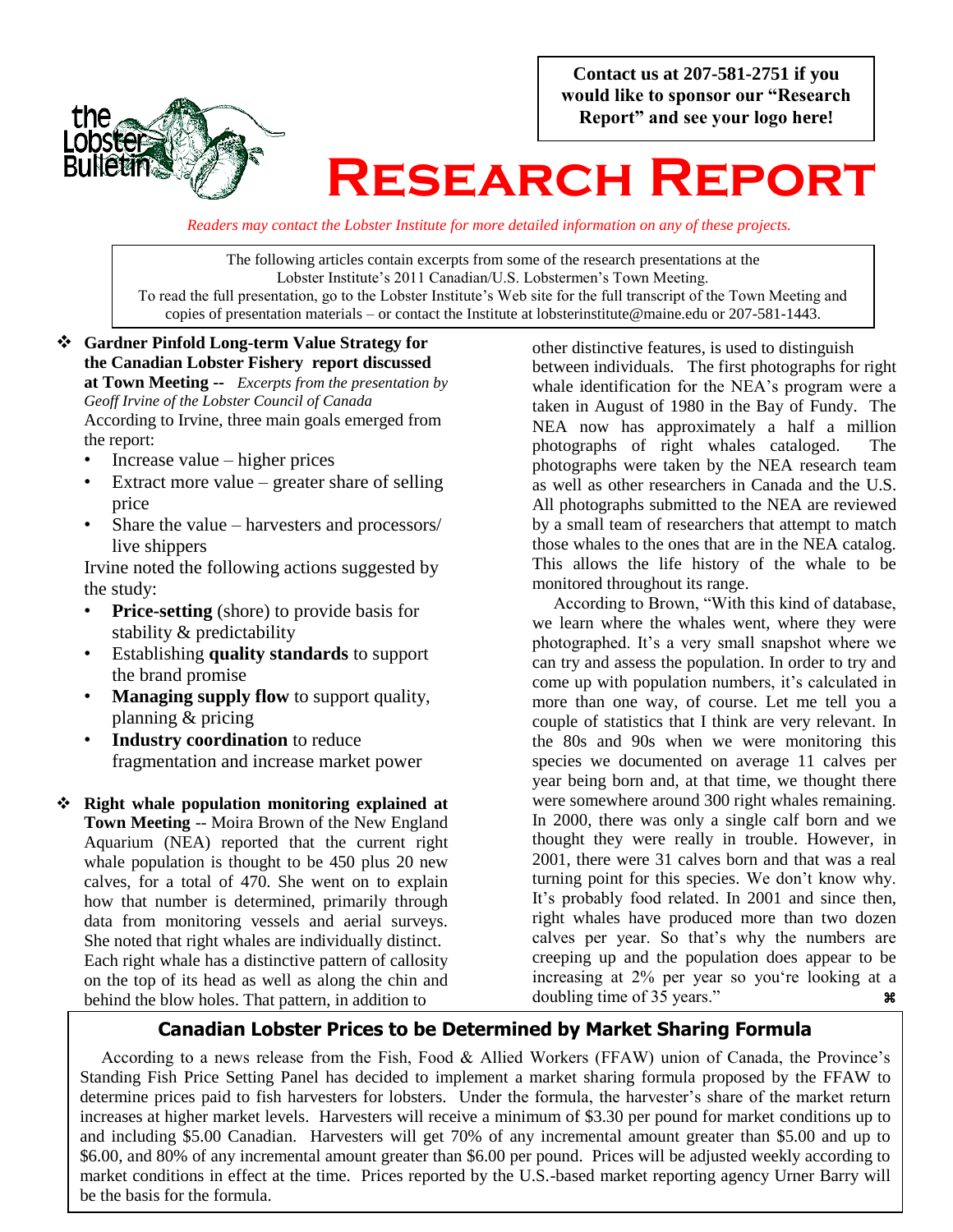Contact us at 207-581-2751 if you would like to sponsor our "Research Report" and see your logo here!

# RESEARCH REPORT

*Readers may contact the Lobster Institute for more detailed information on any of these projects.*

The following articles contain excerpts from some of the research presentations at the Lobster Institute's 2011 Canadian/U.S. Lobstermen's Town Meeting.
To read the full presentation, go to the Lobster Institute's Web site for the full transcript of the Town Meeting and copies of presentation materials – or contact the Institute at lobsterinstitute@maine.edu or 207-581-1443.

❖ **Gardner Pinfold Long-term Value Strategy for the Canadian Lobster Fishery report discussed at Town Meeting --** *Excerpts from the presentation by Geoff Irvine of the Lobster Council of Canada*

According to Irvine, three main goals emerged from the report:

- Increase value – higher prices
- Extract more value – greater share of selling price
- Share the value – harvesters and processors/ live shippers

Irvine noted the following actions suggested by the study:

- **Price-setting** (shore) to provide basis for stability & predictability
- Establishing **quality standards** to support the brand promise
- **Managing supply flow** to support quality, planning & pricing
- **Industry coordination** to reduce fragmentation and increase market power

❖ **Right whale population monitoring explained at Town Meeting** -- Moira Brown of the New England Aquarium (NEA) reported that the current right whale population is thought to be 450 plus 20 new calves, for a total of 470. She went on to explain how that number is determined, primarily through data from monitoring vessels and aerial surveys. She noted that right whales are individually distinct. Each right whale has a distinctive pattern of callosity on the top of its head as well as along the chin and behind the blow holes. That pattern, in addition to other distinctive features, is used to distinguish between individuals. The first photographs for right whale identification for the NEA's program were a taken in August of 1980 in the Bay of Fundy. The NEA now has approximately a half a million photographs of right whales cataloged. The photographs were taken by the NEA research team as well as other researchers in Canada and the U.S. All photographs submitted to the NEA are reviewed by a small team of researchers that attempt to match those whales to the ones that are in the NEA catalog. This allows the life history of the whale to be monitored throughout its range.

According to Brown, "With this kind of database, we learn where the whales went, where they were photographed. It's a very small snapshot where we can try and assess the population. In order to try and come up with population numbers, it's calculated in more than one way, of course. Let me tell you a couple of statistics that I think are very relevant. In the 80s and 90s when we were monitoring this species we documented on average 11 calves per year being born and, at that time, we thought there were somewhere around 300 right whales remaining. In 2000, there was only a single calf born and we thought they were really in trouble. However, in 2001, there were 31 calves born and that was a real turning point for this species. We don't know why. It's probably food related. In 2001 and since then, right whales have produced more than two dozen calves per year. So that's why the numbers are creeping up and the population does appear to be increasing at 2% per year so you're looking at a doubling time of 35 years." ⌘

## Canadian Lobster Prices to be Determined by Market Sharing Formula

According to a news release from the Fish, Food & Allied Workers (FFAW) union of Canada, the Province's Standing Fish Price Setting Panel has decided to implement a market sharing formula proposed by the FFAW to determine prices paid to fish harvesters for lobsters. Under the formula, the harvester's share of the market return increases at higher market levels. Harvesters will receive a minimum of $3.30 per pound for market conditions up to and including $5.00 Canadian. Harvesters will get 70% of any incremental amount greater than $5.00 and up to $6.00, and 80% of any incremental amount greater than $6.00 per pound. Prices will be adjusted weekly according to market conditions in effect at the time. Prices reported by the U.S.-based market reporting agency Urner Barry will be the basis for the formula.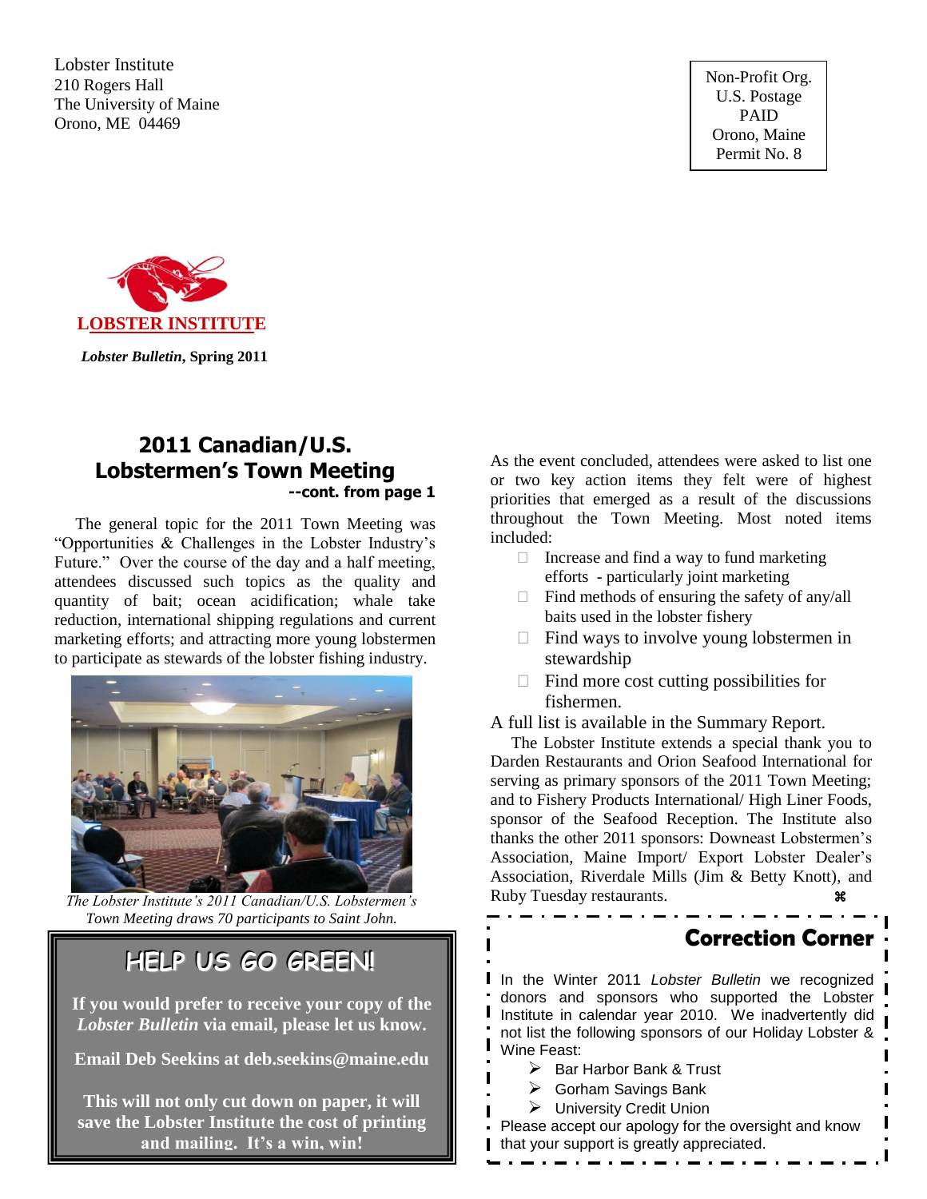Lobster Institute
210 Rogers Hall
The University of Maine
Orono, ME 04469

Non-Profit Org.
U.S. Postage
PAID
Orono, Maine
Permit No. 8

LOBSTER INSTITUTE

***Lobster Bulletin*, Spring 2011**

## 2011 Canadian/U.S. Lobstermen's Town Meeting

**--cont. from page 1**

The general topic for the 2011 Town Meeting was "Opportunities & Challenges in the Lobster Industry's Future." Over the course of the day and a half meeting, attendees discussed such topics as the quality and quantity of bait; ocean acidification; whale take reduction, international shipping regulations and current marketing efforts; and attracting more young lobstermen to participate as stewards of the lobster fishing industry.

*The Lobster Institute's 2011 Canadian/U.S. Lobstermen's Town Meeting draws 70 participants to Saint John.*

As the event concluded, attendees were asked to list one or two key action items they felt were of highest priorities that emerged as a result of the discussions throughout the Town Meeting. Most noted items included:

- Increase and find a way to fund marketing efforts - particularly joint marketing
- Find methods of ensuring the safety of any/all baits used in the lobster fishery
- Find ways to involve young lobstermen in stewardship
- Find more cost cutting possibilities for fishermen.

A full list is available in the Summary Report.

The Lobster Institute extends a special thank you to Darden Restaurants and Orion Seafood International for serving as primary sponsors of the 2011 Town Meeting; and to Fishery Products International/ High Liner Foods, sponsor of the Seafood Reception. The Institute also thanks the other 2011 sponsors: Downeast Lobstermen's Association, Maine Import/ Export Lobster Dealer's Association, Riverdale Mills (Jim & Betty Knott), and Ruby Tuesday restaurants. ⌘

## HELP US GO GREEN!

**If you would prefer to receive your copy of the *Lobster Bulletin* via email, please let us know.**

**Email Deb Seekins at deb.seekins@maine.edu**

**This will not only cut down on paper, it will save the Lobster Institute the cost of printing and mailing. It's a win, win!**

## Correction Corner

In the Winter 2011 *Lobster Bulletin* we recognized donors and sponsors who supported the Lobster Institute in calendar year 2010. We inadvertently did not list the following sponsors of our Holiday Lobster & Wine Feast:

- Bar Harbor Bank & Trust
- Gorham Savings Bank
- University Credit Union

Please accept our apology for the oversight and know that your support is greatly appreciated.